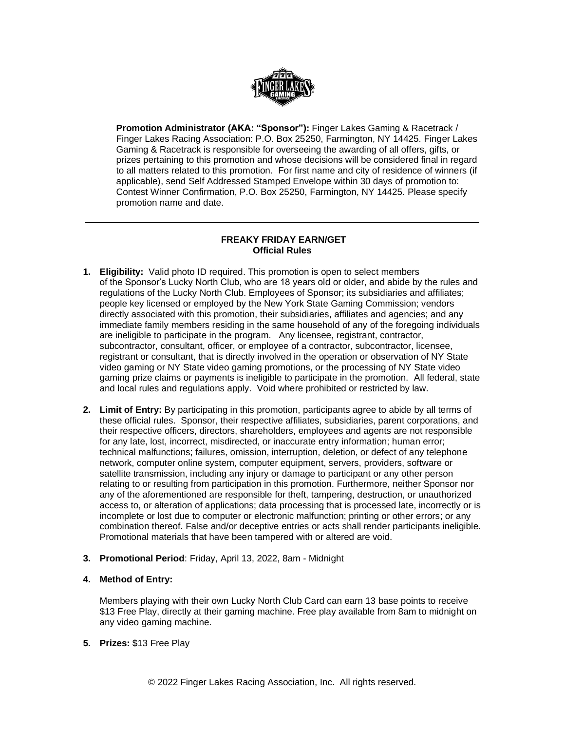**Promotion Administrator (AKA: "Sponsor"):** Finger Lakes Gaming & Racetrack / Finger Lakes Racing Association: P.O. Box 25250, Farmington, NY 14425. Finger Lakes Gaming & Racetrack is responsible for overseeing the awarding of all offers, gifts, or prizes pertaining to this promotion and whose decisions will be considered final in regard to all matters related to this promotion. For first name and city of residence of winners (if applicable), send Self Addressed Stamped Envelope within 30 days of promotion to: Contest Winner Confirmation, P.O. Box 25250, Farmington, NY 14425. Please specify promotion name and date.

---

## FREAKY FRIDAY EARN/GET
### Official Rules

1. **Eligibility:** Valid photo ID required. This promotion is open to select members of the Sponsor's Lucky North Club, who are 18 years old or older, and abide by the rules and regulations of the Lucky North Club. Employees of Sponsor; its subsidiaries and affiliates; people key licensed or employed by the New York State Gaming Commission; vendors directly associated with this promotion, their subsidiaries, affiliates and agencies; and any immediate family members residing in the same household of any of the foregoing individuals are ineligible to participate in the program. Any licensee, registrant, contractor, subcontractor, consultant, officer, or employee of a contractor, subcontractor, licensee, registrant or consultant, that is directly involved in the operation or observation of NY State video gaming or NY State video gaming promotions, or the processing of NY State video gaming prize claims or payments is ineligible to participate in the promotion. All federal, state and local rules and regulations apply. Void where prohibited or restricted by law.

2. **Limit of Entry:** By participating in this promotion, participants agree to abide by all terms of these official rules. Sponsor, their respective affiliates, subsidiaries, parent corporations, and their respective officers, directors, shareholders, employees and agents are not responsible for any late, lost, incorrect, misdirected, or inaccurate entry information; human error; technical malfunctions; failures, omission, interruption, deletion, or defect of any telephone network, computer online system, computer equipment, servers, providers, software or satellite transmission, including any injury or damage to participant or any other person relating to or resulting from participation in this promotion. Furthermore, neither Sponsor nor any of the aforementioned are responsible for theft, tampering, destruction, or unauthorized access to, or alteration of applications; data processing that is processed late, incorrectly or is incomplete or lost due to computer or electronic malfunction; printing or other errors; or any combination thereof. False and/or deceptive entries or acts shall render participants ineligible. Promotional materials that have been tampered with or altered are void.

3. **Promotional Period**: Friday, April 13, 2022, 8am - Midnight

4. **Method of Entry:**

   Members playing with their own Lucky North Club Card can earn 13 base points to receive $13 Free Play, directly at their gaming machine. Free play available from 8am to midnight on any video gaming machine.

5. **Prizes:** $13 Free Play

© 2022 Finger Lakes Racing Association, Inc. All rights reserved.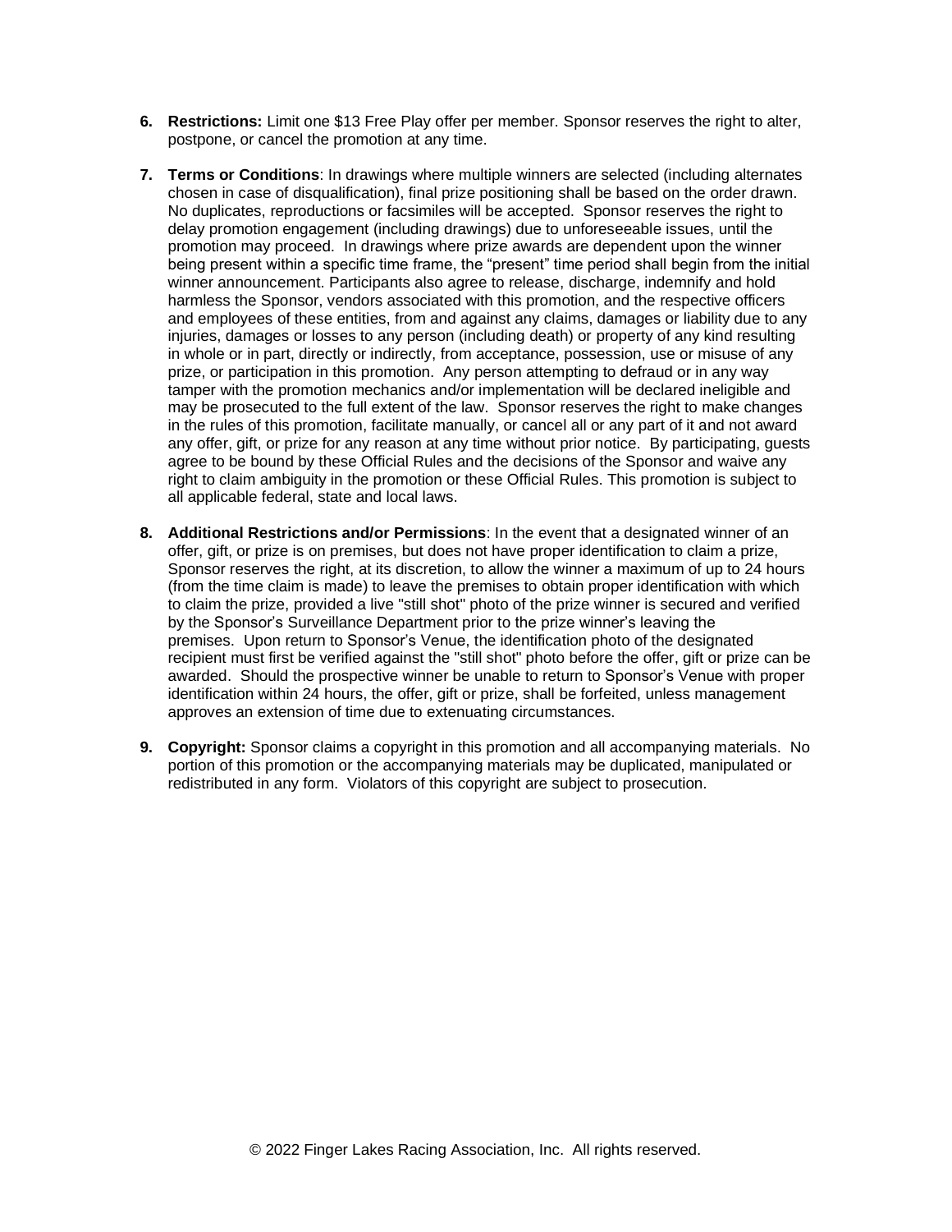6. **Restrictions:** Limit one $13 Free Play offer per member. Sponsor reserves the right to alter, postpone, or cancel the promotion at any time.

7. **Terms or Conditions**: In drawings where multiple winners are selected (including alternates chosen in case of disqualification), final prize positioning shall be based on the order drawn. No duplicates, reproductions or facsimiles will be accepted. Sponsor reserves the right to delay promotion engagement (including drawings) due to unforeseeable issues, until the promotion may proceed. In drawings where prize awards are dependent upon the winner being present within a specific time frame, the “present” time period shall begin from the initial winner announcement. Participants also agree to release, discharge, indemnify and hold harmless the Sponsor, vendors associated with this promotion, and the respective officers and employees of these entities, from and against any claims, damages or liability due to any injuries, damages or losses to any person (including death) or property of any kind resulting in whole or in part, directly or indirectly, from acceptance, possession, use or misuse of any prize, or participation in this promotion. Any person attempting to defraud or in any way tamper with the promotion mechanics and/or implementation will be declared ineligible and may be prosecuted to the full extent of the law. Sponsor reserves the right to make changes in the rules of this promotion, facilitate manually, or cancel all or any part of it and not award any offer, gift, or prize for any reason at any time without prior notice. By participating, guests agree to be bound by these Official Rules and the decisions of the Sponsor and waive any right to claim ambiguity in the promotion or these Official Rules. This promotion is subject to all applicable federal, state and local laws.

8. **Additional Restrictions and/or Permissions**: In the event that a designated winner of an offer, gift, or prize is on premises, but does not have proper identification to claim a prize, Sponsor reserves the right, at its discretion, to allow the winner a maximum of up to 24 hours (from the time claim is made) to leave the premises to obtain proper identification with which to claim the prize, provided a live "still shot" photo of the prize winner is secured and verified by the Sponsor’s Surveillance Department prior to the prize winner’s leaving the premises. Upon return to Sponsor’s Venue, the identification photo of the designated recipient must first be verified against the "still shot" photo before the offer, gift or prize can be awarded. Should the prospective winner be unable to return to Sponsor’s Venue with proper identification within 24 hours, the offer, gift or prize, shall be forfeited, unless management approves an extension of time due to extenuating circumstances.

9. **Copyright:** Sponsor claims a copyright in this promotion and all accompanying materials. No portion of this promotion or the accompanying materials may be duplicated, manipulated or redistributed in any form. Violators of this copyright are subject to prosecution.

© 2022 Finger Lakes Racing Association, Inc. All rights reserved.